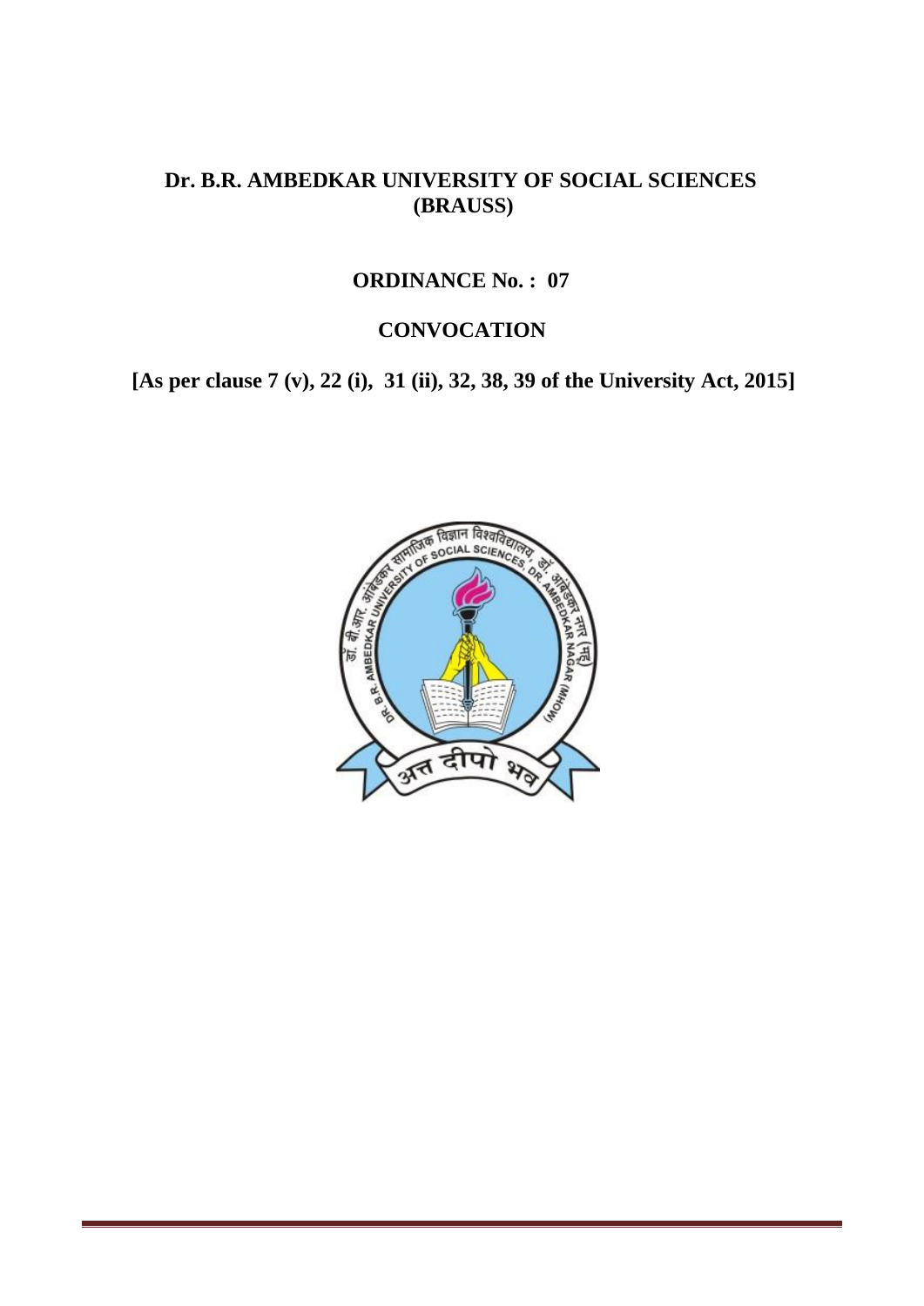# Dr. B.R. AMBEDKAR UNIVERSITY OF SOCIAL SCIENCES (BRAUSS)

## ORDINANCE No. : 07

## CONVOCATION

**[As per clause 7 (v), 22 (i), 31 (ii), 32, 38, 39 of the University Act, 2015]**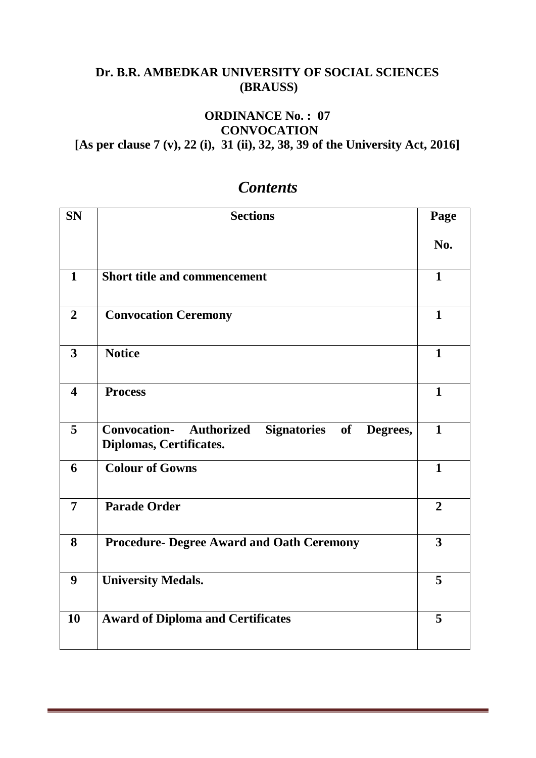**Dr. B.R. AMBEDKAR UNIVERSITY OF SOCIAL SCIENCES (BRAUSS)**

**ORDINANCE No. : 07**
**CONVOCATION**
**[As per clause 7 (v), 22 (i), 31 (ii), 32, 38, 39 of the University Act, 2016]**

## *Contents*

| SN | Sections | Page No. |
|---|---|---|
| 1 | Short title and commencement | 1 |
| 2 | Convocation Ceremony | 1 |
| 3 | Notice | 1 |
| 4 | Process | 1 |
| 5 | Convocation- Authorized Signatories of Degrees, Diplomas, Certificates. | 1 |
| 6 | Colour of Gowns | 1 |
| 7 | Parade Order | 2 |
| 8 | Procedure- Degree Award and Oath Ceremony | 3 |
| 9 | University Medals. | 5 |
| 10 | Award of Diploma and Certificates | 5 |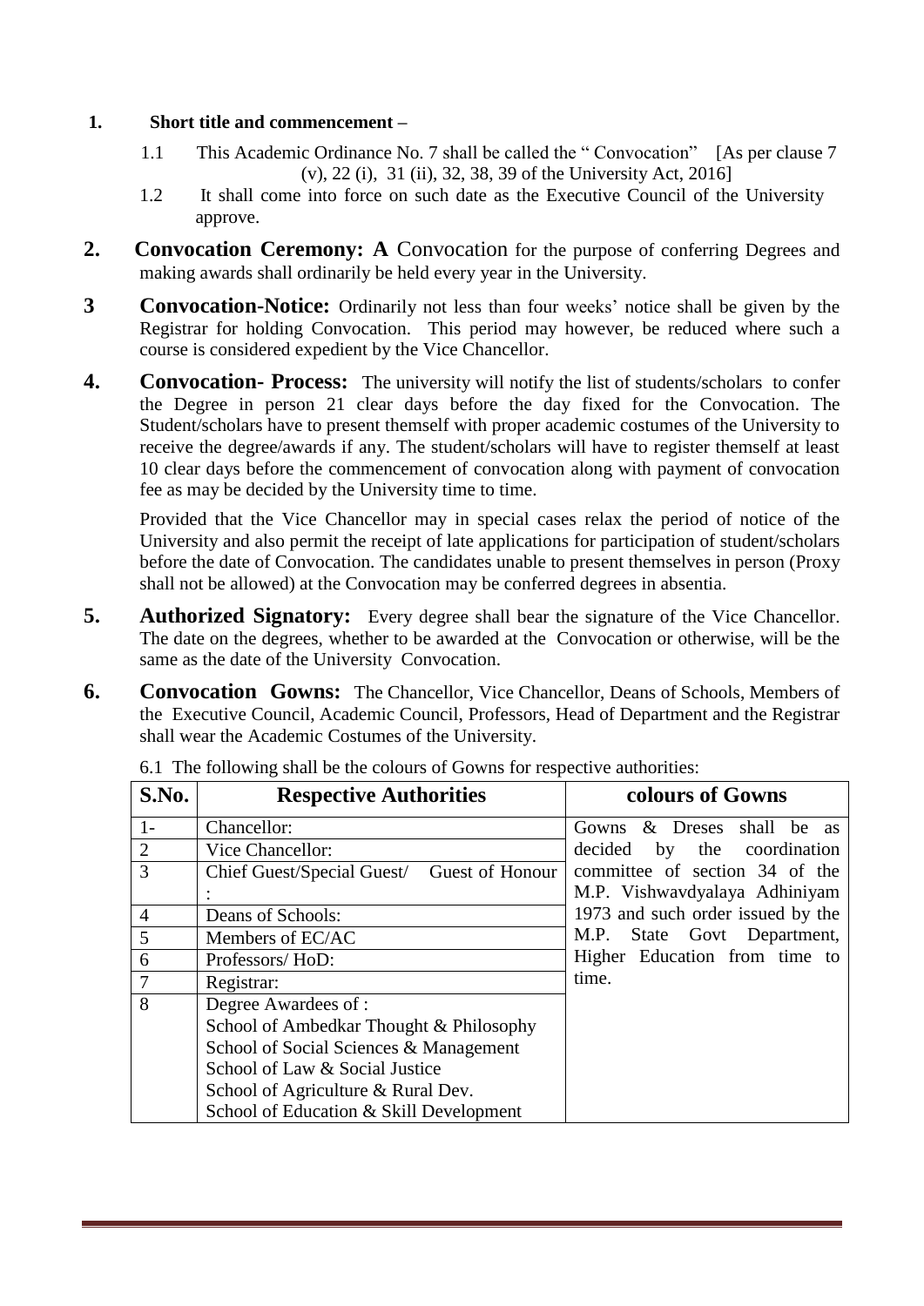1. **Short title and commencement –**

   1.1 This Academic Ordinance No. 7 shall be called the " Convocation" [As per clause 7 (v), 22 (i), 31 (ii), 32, 38, 39 of the University Act, 2016]

   1.2 It shall come into force on such date as the Executive Council of the University approve.

2. **Convocation Ceremony: A** Convocation for the purpose of conferring Degrees and making awards shall ordinarily be held every year in the University.

3 **Convocation-Notice:** Ordinarily not less than four weeks' notice shall be given by the Registrar for holding Convocation. This period may however, be reduced where such a course is considered expedient by the Vice Chancellor.

4. **Convocation- Process:** The university will notify the list of students/scholars to confer the Degree in person 21 clear days before the day fixed for the Convocation. The Student/scholars have to present themself with proper academic costumes of the University to receive the degree/awards if any. The student/scholars will have to register themself at least 10 clear days before the commencement of convocation along with payment of convocation fee as may be decided by the University time to time.

   Provided that the Vice Chancellor may in special cases relax the period of notice of the University and also permit the receipt of late applications for participation of student/scholars before the date of Convocation. The candidates unable to present themselves in person (Proxy shall not be allowed) at the Convocation may be conferred degrees in absentia.

5. **Authorized Signatory:** Every degree shall bear the signature of the Vice Chancellor. The date on the degrees, whether to be awarded at the Convocation or otherwise, will be the same as the date of the University Convocation.

6. **Convocation Gowns:** The Chancellor, Vice Chancellor, Deans of Schools, Members of the Executive Council, Academic Council, Professors, Head of Department and the Registrar shall wear the Academic Costumes of the University.

   6.1 The following shall be the colours of Gowns for respective authorities:

| S.No. | Respective Authorities | colours of Gowns |
|---|---|---|
| 1- | Chancellor: | Gowns & Dreses shall be as decided by the coordination committee of section 34 of the M.P. Vishwavdyalaya Adhiniyam 1973 and such order issued by the M.P. State Govt Department, Higher Education from time to time. |
| 2 | Vice Chancellor: | |
| 3 | Chief Guest/Special Guest/ Guest of Honour : | |
| 4 | Deans of Schools: | |
| 5 | Members of EC/AC | |
| 6 | Professors/ HoD: | |
| 7 | Registrar: | |
| 8 | Degree Awardees of :<br>School of Ambedkar Thought & Philosophy<br>School of Social Sciences & Management<br>School of Law & Social Justice<br>School of Agriculture & Rural Dev.<br>School of Education & Skill Development | |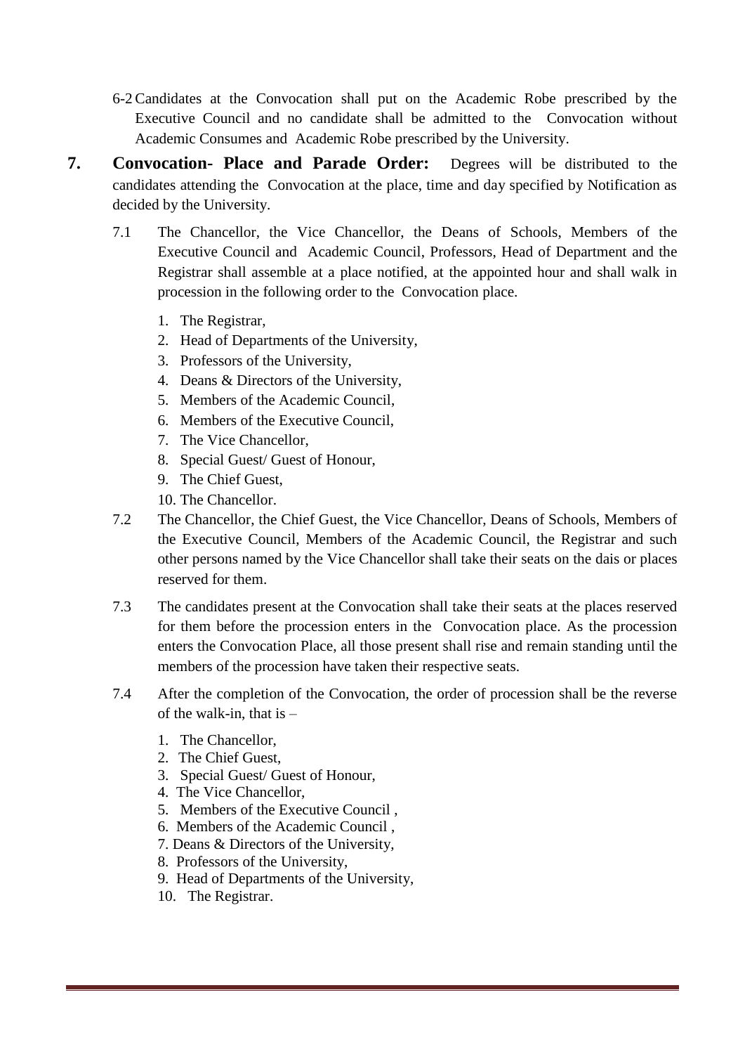6-2 Candidates at the Convocation shall put on the Academic Robe prescribed by the Executive Council and no candidate shall be admitted to the Convocation without Academic Consumes and Academic Robe prescribed by the University.

**7. Convocation- Place and Parade Order:** Degrees will be distributed to the candidates attending the Convocation at the place, time and day specified by Notification as decided by the University.

7.1 The Chancellor, the Vice Chancellor, the Deans of Schools, Members of the Executive Council and Academic Council, Professors, Head of Department and the Registrar shall assemble at a place notified, at the appointed hour and shall walk in procession in the following order to the Convocation place.

1. The Registrar,
2. Head of Departments of the University,
3. Professors of the University,
4. Deans & Directors of the University,
5. Members of the Academic Council,
6. Members of the Executive Council,
7. The Vice Chancellor,
8. Special Guest/ Guest of Honour,
9. The Chief Guest,
10. The Chancellor.

7.2 The Chancellor, the Chief Guest, the Vice Chancellor, Deans of Schools, Members of the Executive Council, Members of the Academic Council, the Registrar and such other persons named by the Vice Chancellor shall take their seats on the dais or places reserved for them.

7.3 The candidates present at the Convocation shall take their seats at the places reserved for them before the procession enters in the Convocation place. As the procession enters the Convocation Place, all those present shall rise and remain standing until the members of the procession have taken their respective seats.

7.4 After the completion of the Convocation, the order of procession shall be the reverse of the walk-in, that is –

1. The Chancellor,
2. The Chief Guest,
3. Special Guest/ Guest of Honour,
4. The Vice Chancellor,
5. Members of the Executive Council ,
6. Members of the Academic Council ,
7. Deans & Directors of the University,
8. Professors of the University,
9. Head of Departments of the University,
10. The Registrar.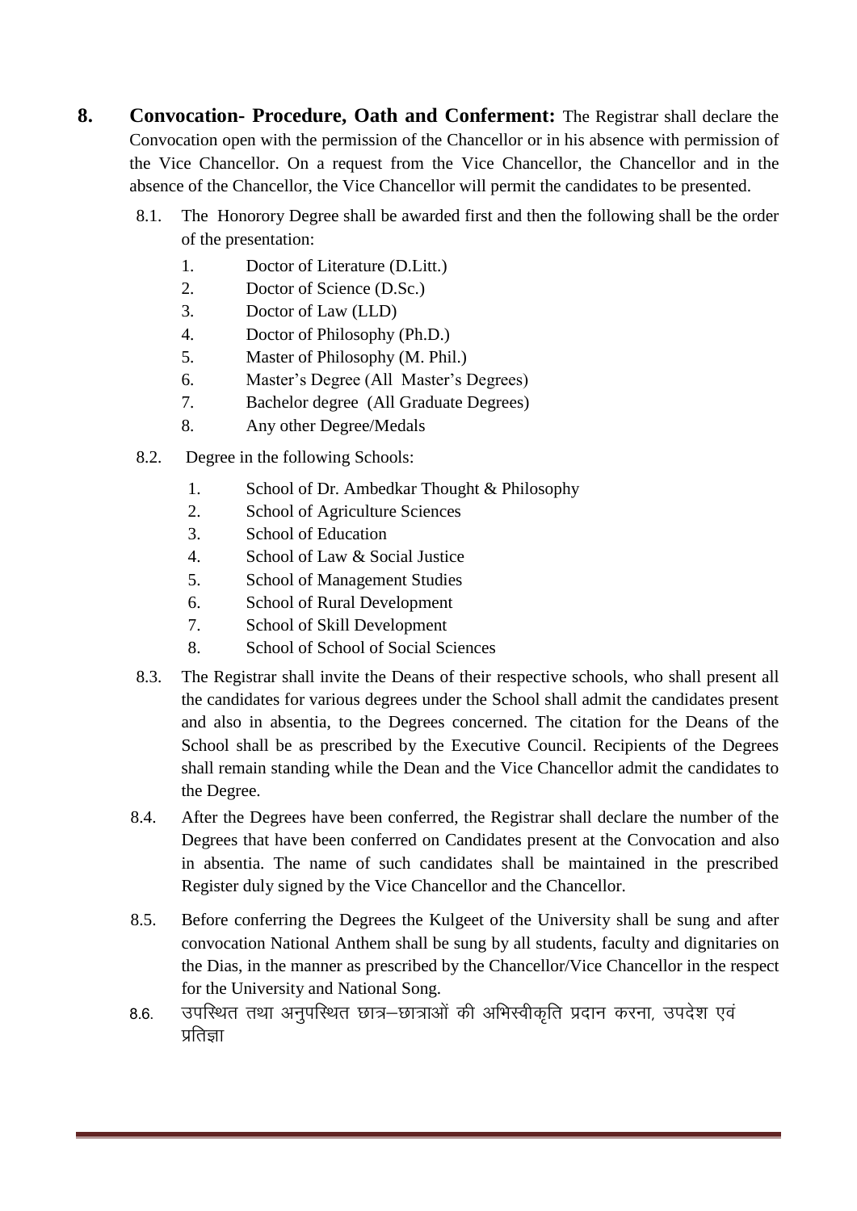**8. Convocation- Procedure, Oath and Conferment:** The Registrar shall declare the Convocation open with the permission of the Chancellor or in his absence with permission of the Vice Chancellor. On a request from the Vice Chancellor, the Chancellor and in the absence of the Chancellor, the Vice Chancellor will permit the candidates to be presented.

8.1. The Honorory Degree shall be awarded first and then the following shall be the order of the presentation:

1. Doctor of Literature (D.Litt.)
2. Doctor of Science (D.Sc.)
3. Doctor of Law (LLD)
4. Doctor of Philosophy (Ph.D.)
5. Master of Philosophy (M. Phil.)
6. Master's Degree (All Master's Degrees)
7. Bachelor degree (All Graduate Degrees)
8. Any other Degree/Medals

8.2. Degree in the following Schools:

1. School of Dr. Ambedkar Thought & Philosophy
2. School of Agriculture Sciences
3. School of Education
4. School of Law & Social Justice
5. School of Management Studies
6. School of Rural Development
7. School of Skill Development
8. School of School of Social Sciences

8.3. The Registrar shall invite the Deans of their respective schools, who shall present all the candidates for various degrees under the School shall admit the candidates present and also in absentia, to the Degrees concerned. The citation for the Deans of the School shall be as prescribed by the Executive Council. Recipients of the Degrees shall remain standing while the Dean and the Vice Chancellor admit the candidates to the Degree.

8.4. After the Degrees have been conferred, the Registrar shall declare the number of the Degrees that have been conferred on Candidates present at the Convocation and also in absentia. The name of such candidates shall be maintained in the prescribed Register duly signed by the Vice Chancellor and the Chancellor.

8.5. Before conferring the Degrees the Kulgeet of the University shall be sung and after convocation National Anthem shall be sung by all students, faculty and dignitaries on the Dias, in the manner as prescribed by the Chancellor/Vice Chancellor in the respect for the University and National Song.

8.6. उपस्थित तथा अनुपस्थित छात्र–छात्राओं की अभिस्वीकृति प्रदान करना, उपदेश एवं प्रतिज्ञा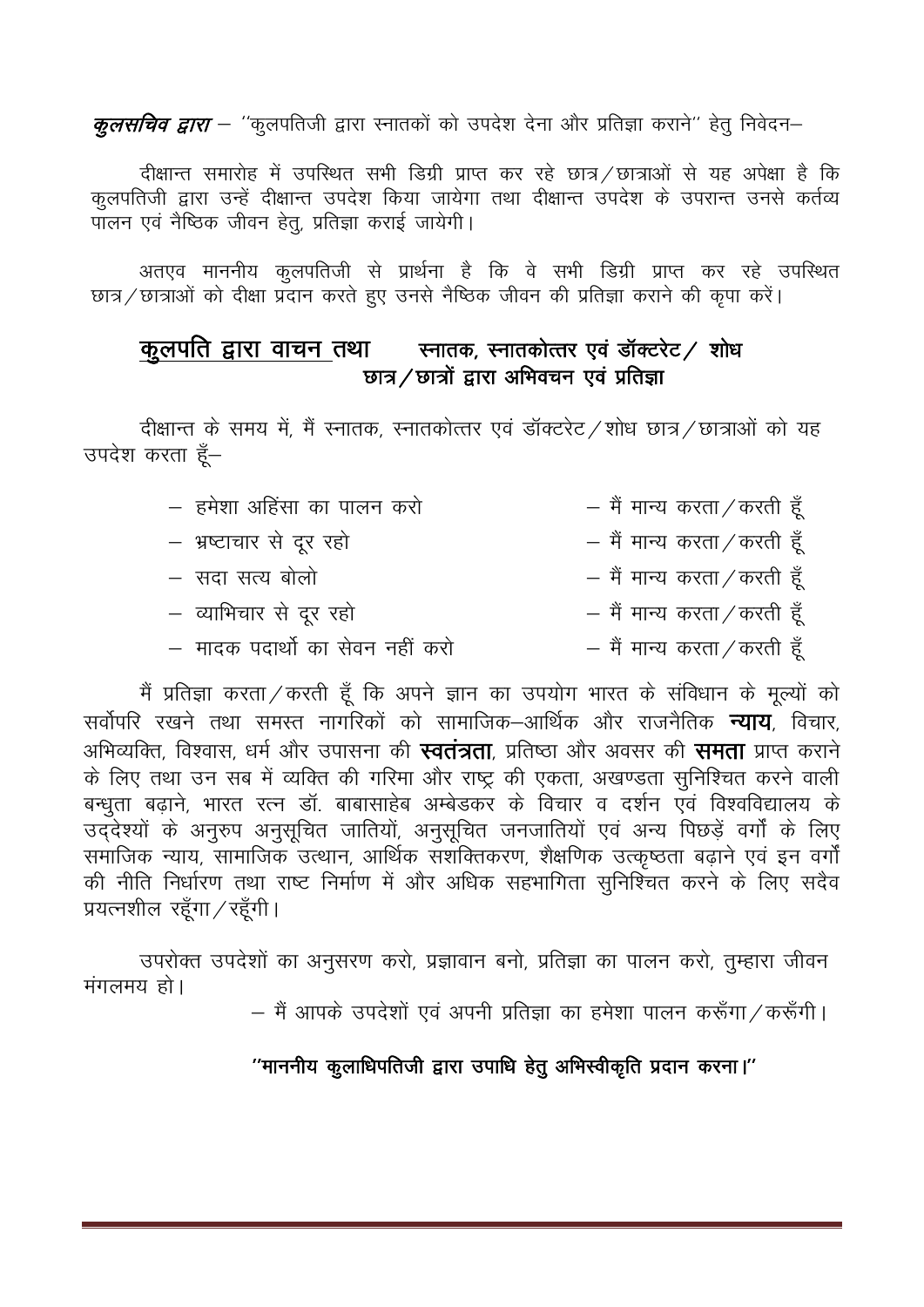***कुलसचिव द्वारा*** – ''कुलपतिजी द्वारा स्नातकों को उपदेश देना और प्रतिज्ञा कराने'' हेतु निवेदन–

दीक्षान्त समारोह में उपस्थित सभी डिग्री प्राप्त कर रहे छात्र/छात्राओं से यह अपेक्षा है कि कुलपतिजी द्वारा उन्हें दीक्षान्त उपदेश किया जायेगा तथा दीक्षान्त उपदेश के उपरान्त उनसे कर्तव्य पालन एवं नैष्ठिक जीवन हेतु, प्रतिज्ञा कराई जायेगी।

अतएव माननीय कुलपतिजी से प्रार्थना है कि वे सभी डिग्री प्राप्त कर रहे उपस्थित छात्र/छात्राओं को दीक्षा प्रदान करते हुए उनसे नैष्ठिक जीवन की प्रतिज्ञा कराने की कृपा करें।

## <u>कुलपति द्वारा वाचन</u> तथा **स्नातक, स्नातकोत्तर एवं डॉक्टरेट/ शोध छात्र/छात्रों द्वारा अभिवचन एवं प्रतिज्ञा**

दीक्षान्त के समय में, मैं स्नातक, स्नातकोत्तर एवं डॉक्टरेट/शोध छात्र/छात्राओं को यह उपदेश करता हूँ–

| | |
|---|---|
| – हमेशा अहिंसा का पालन करो | – मैं मान्य करता/करती हूँ |
| – भ्रष्टाचार से दूर रहो | – मैं मान्य करता/करती हूँ |
| – सदा सत्य बोलो | – मैं मान्य करता/करती हूँ |
| – व्याभिचार से दूर रहो | – मैं मान्य करता/करती हूँ |
| – मादक पदार्थो का सेवन नहीं करो | – मैं मान्य करता/करती हूँ |

मैं प्रतिज्ञा करता/करती हूँ कि अपने ज्ञान का उपयोग भारत के संविधान के मूल्यों को सर्वोपरि रखने तथा समस्त नागरिकों को सामाजिक–आर्थिक और राजनैतिक **न्याय**, विचार, अभिव्यक्ति, विश्वास, धर्म और उपासना की **स्वतंत्रता**, प्रतिष्ठा और अवसर की **समता** प्राप्त कराने के लिए तथा उन सब में व्यक्ति की गरिमा और राष्ट्र की एकता, अखण्डता सुनिश्चित करने वाली बन्धुता बढ़ाने, भारत रत्न डॉ. बाबासाहेब अम्बेडकर के विचार व दर्शन एवं विश्वविद्यालय के उद्देश्यों के अनुरुप अनुसूचित जातियों, अनुसूचित जनजातियों एवं अन्य पिछड़ें वर्गों के लिए समाजिक न्याय, सामाजिक उत्थान, आर्थिक सशक्तिकरण, शैक्षणिक उत्कृष्ठता बढ़ाने एवं इन वर्गों की नीति निर्धारण तथा राष्ट निर्माण में और अधिक सहभागिता सुनिश्चित करने के लिए सदैव प्रयत्नशील रहूँगा/रहूँगी।

उपरोक्त उपदेशों का अनुसरण करो, प्रज्ञावान बनो, प्रतिज्ञा का पालन करो, तुम्हारा जीवन मंगलमय हो।

– मैं आपके उपदेशों एवं अपनी प्रतिज्ञा का हमेशा पालन करूँगा/करूँगी।

**''माननीय कुलाधिपतिजी द्वारा उपाधि हेतु अभिस्वीकृति प्रदान करना।''**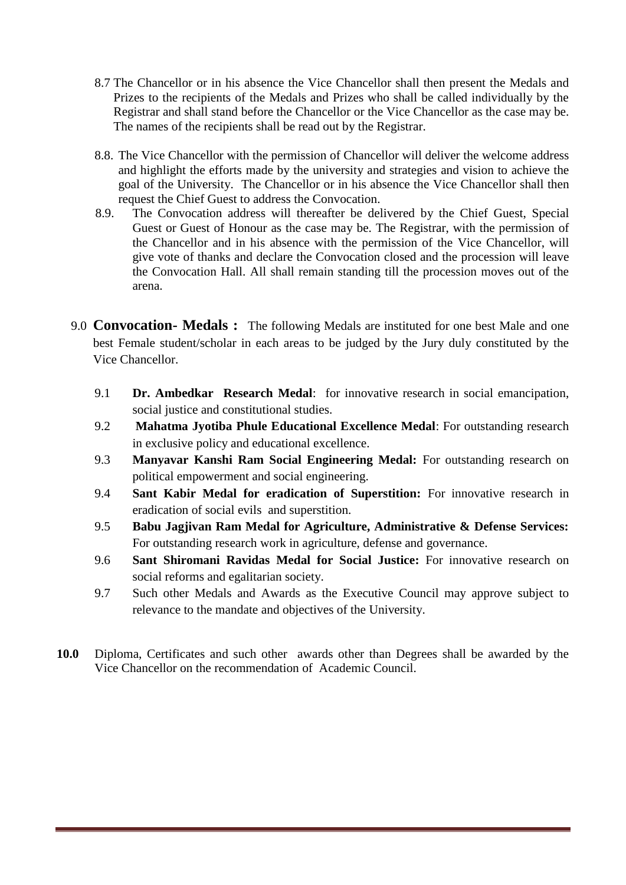8.7 The Chancellor or in his absence the Vice Chancellor shall then present the Medals and Prizes to the recipients of the Medals and Prizes who shall be called individually by the Registrar and shall stand before the Chancellor or the Vice Chancellor as the case may be. The names of the recipients shall be read out by the Registrar.

8.8. The Vice Chancellor with the permission of Chancellor will deliver the welcome address and highlight the efforts made by the university and strategies and vision to achieve the goal of the University. The Chancellor or in his absence the Vice Chancellor shall then request the Chief Guest to address the Convocation.

8.9. The Convocation address will thereafter be delivered by the Chief Guest, Special Guest or Guest of Honour as the case may be. The Registrar, with the permission of the Chancellor and in his absence with the permission of the Vice Chancellor, will give vote of thanks and declare the Convocation closed and the procession will leave the Convocation Hall. All shall remain standing till the procession moves out of the arena.

9.0 **Convocation- Medals :** The following Medals are instituted for one best Male and one best Female student/scholar in each areas to be judged by the Jury duly constituted by the Vice Chancellor.

9.1 **Dr. Ambedkar Research Medal**: for innovative research in social emancipation, social justice and constitutional studies.

9.2 **Mahatma Jyotiba Phule Educational Excellence Medal**: For outstanding research in exclusive policy and educational excellence.

9.3 **Manyavar Kanshi Ram Social Engineering Medal:** For outstanding research on political empowerment and social engineering.

9.4 **Sant Kabir Medal for eradication of Superstition:** For innovative research in eradication of social evils and superstition.

9.5 **Babu Jagjivan Ram Medal for Agriculture, Administrative & Defense Services:** For outstanding research work in agriculture, defense and governance.

9.6 **Sant Shiromani Ravidas Medal for Social Justice:** For innovative research on social reforms and egalitarian society.

9.7 Such other Medals and Awards as the Executive Council may approve subject to relevance to the mandate and objectives of the University.

**10.0** Diploma, Certificates and such other awards other than Degrees shall be awarded by the Vice Chancellor on the recommendation of Academic Council.